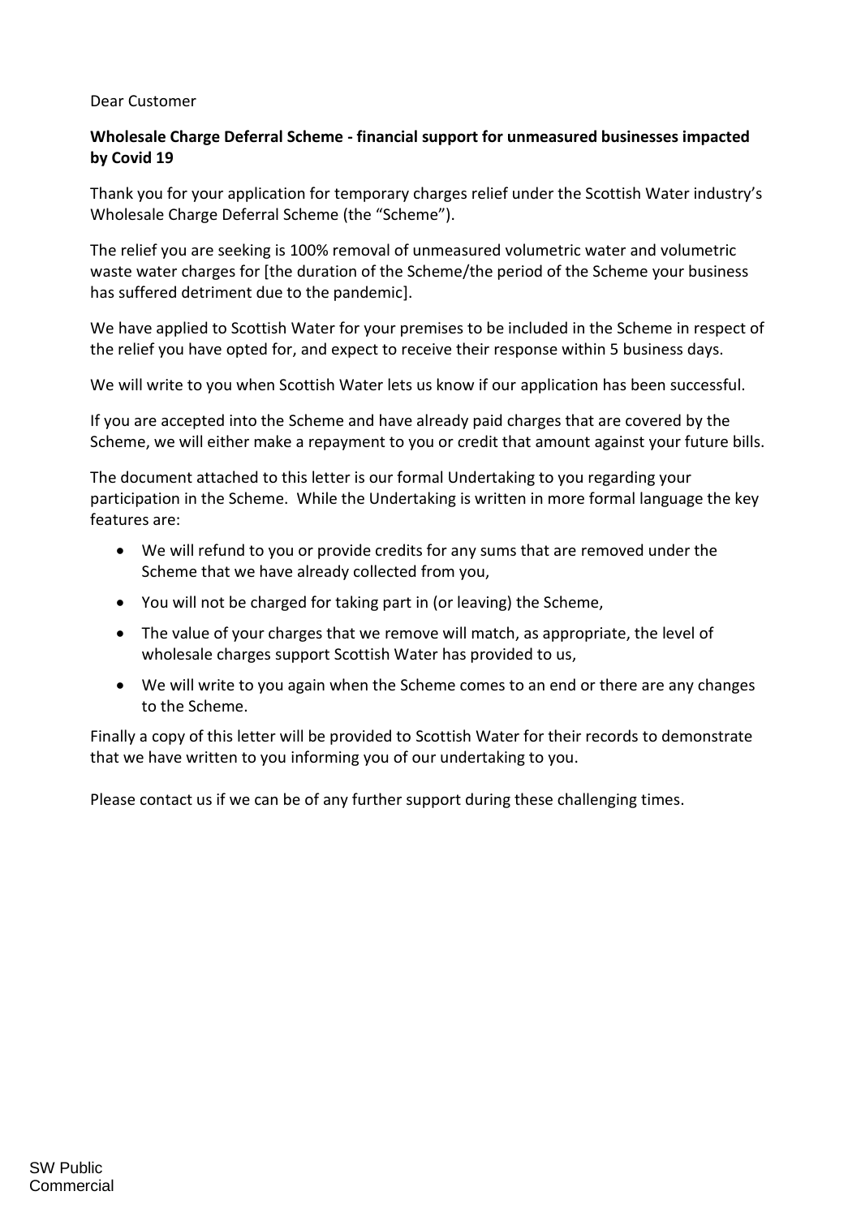Dear Customer

**Wholesale Charge Deferral Scheme - financial support for unmeasured businesses impacted by Covid 19**

Thank you for your application for temporary charges relief under the Scottish Water industry's Wholesale Charge Deferral Scheme (the "Scheme").

The relief you are seeking is 100% removal of unmeasured volumetric water and volumetric waste water charges for [the duration of the Scheme/the period of the Scheme your business has suffered detriment due to the pandemic].

We have applied to Scottish Water for your premises to be included in the Scheme in respect of the relief you have opted for, and expect to receive their response within 5 business days.

We will write to you when Scottish Water lets us know if our application has been successful.

If you are accepted into the Scheme and have already paid charges that are covered by the Scheme, we will either make a repayment to you or credit that amount against your future bills.

The document attached to this letter is our formal Undertaking to you regarding your participation in the Scheme. While the Undertaking is written in more formal language the key features are:

- We will refund to you or provide credits for any sums that are removed under the Scheme that we have already collected from you,
- You will not be charged for taking part in (or leaving) the Scheme,
- The value of your charges that we remove will match, as appropriate, the level of wholesale charges support Scottish Water has provided to us,
- We will write to you again when the Scheme comes to an end or there are any changes to the Scheme.

Finally a copy of this letter will be provided to Scottish Water for their records to demonstrate that we have written to you informing you of our undertaking to you.

Please contact us if we can be of any further support during these challenging times.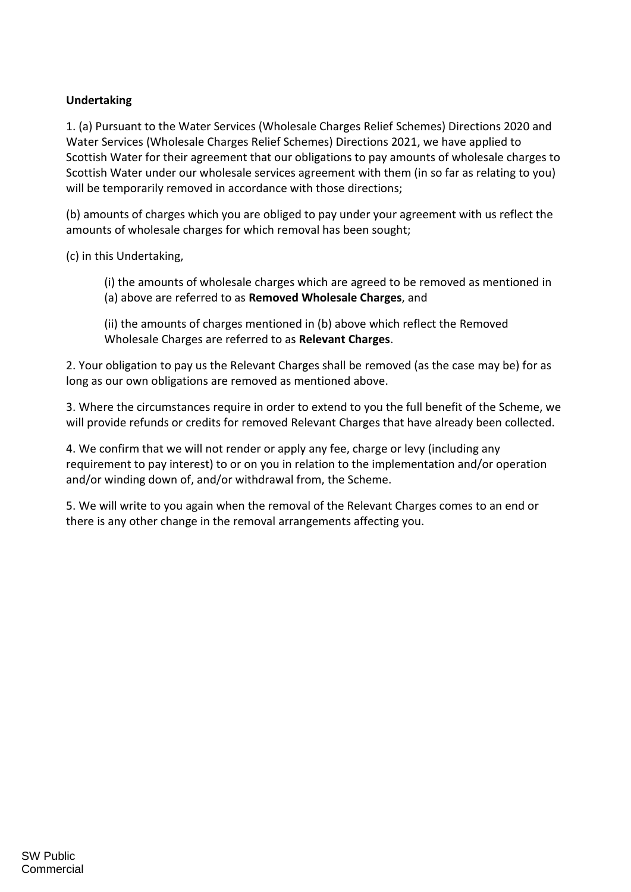**Undertaking**

1. (a) Pursuant to the Water Services (Wholesale Charges Relief Schemes) Directions 2020 and Water Services (Wholesale Charges Relief Schemes) Directions 2021, we have applied to Scottish Water for their agreement that our obligations to pay amounts of wholesale charges to Scottish Water under our wholesale services agreement with them (in so far as relating to you) will be temporarily removed in accordance with those directions;

(b) amounts of charges which you are obliged to pay under your agreement with us reflect the amounts of wholesale charges for which removal has been sought;

(c) in this Undertaking,

(i) the amounts of wholesale charges which are agreed to be removed as mentioned in (a) above are referred to as **Removed Wholesale Charges**, and

(ii) the amounts of charges mentioned in (b) above which reflect the Removed Wholesale Charges are referred to as **Relevant Charges**.

2. Your obligation to pay us the Relevant Charges shall be removed (as the case may be) for as long as our own obligations are removed as mentioned above.

3. Where the circumstances require in order to extend to you the full benefit of the Scheme, we will provide refunds or credits for removed Relevant Charges that have already been collected.

4. We confirm that we will not render or apply any fee, charge or levy (including any requirement to pay interest) to or on you in relation to the implementation and/or operation and/or winding down of, and/or withdrawal from, the Scheme.

5. We will write to you again when the removal of the Relevant Charges comes to an end or there is any other change in the removal arrangements affecting you.